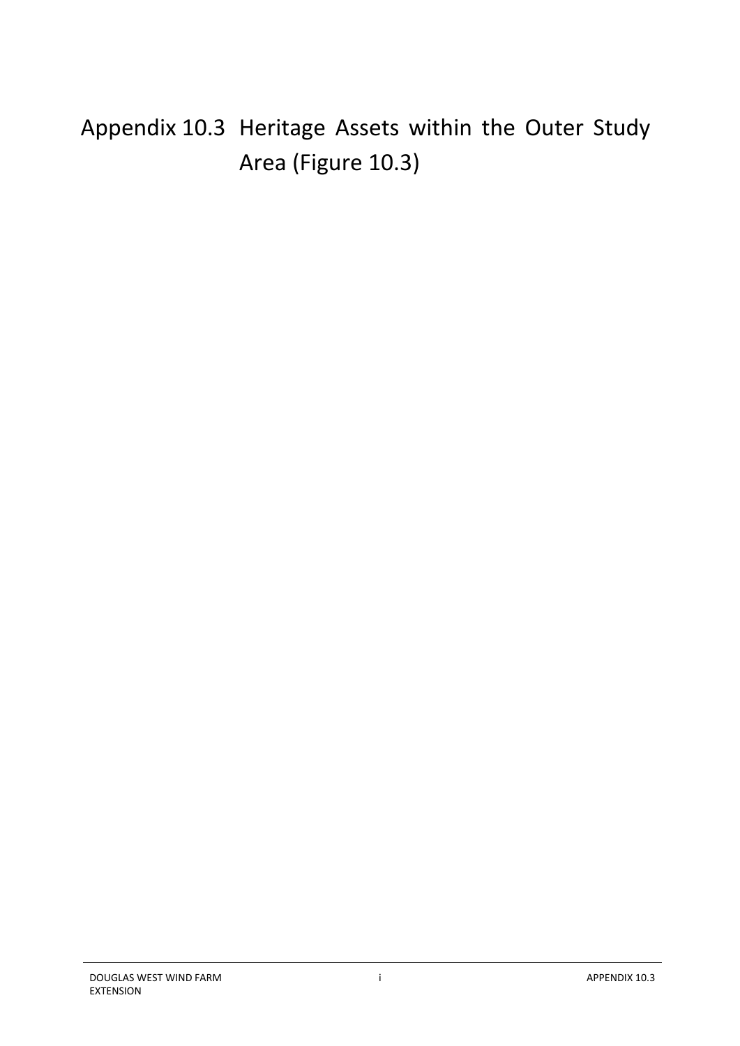# Appendix 10.3 Heritage Assets within the Outer Study Area (Figure 10.3)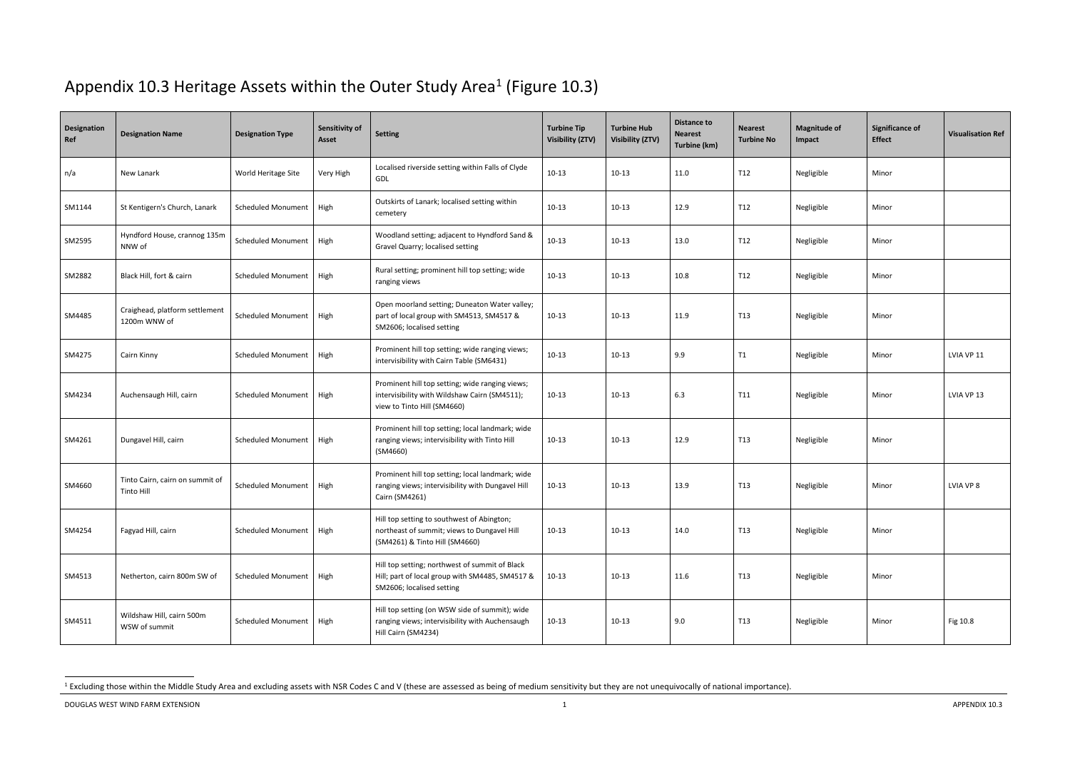# Appendix 10.3 Heritage Assets within the Outer Study Area[1] (Figure 10.3)

| Designation Ref | Designation Name | Designation Type | Sensitivity of Asset | Setting | Turbine Tip Visibility (ZTV) | Turbine Hub Visibility (ZTV) | Distance to Nearest Turbine (km) | Nearest Turbine No | Magnitude of Impact | Significance of Effect | Visualisation Ref |
|---|---|---|---|---|---|---|---|---|---|---|---|
| n/a | New Lanark | World Heritage Site | Very High | Localised riverside setting within Falls of Clyde GDL | 10-13 | 10-13 | 11.0 | T12 | Negligible | Minor | |
| SM1144 | St Kentigern's Church, Lanark | Scheduled Monument | High | Outskirts of Lanark; localised setting within cemetery | 10-13 | 10-13 | 12.9 | T12 | Negligible | Minor | |
| SM2595 | Hyndford House, crannog 135m NNW of | Scheduled Monument | High | Woodland setting; adjacent to Hyndford Sand & Gravel Quarry; localised setting | 10-13 | 10-13 | 13.0 | T12 | Negligible | Minor | |
| SM2882 | Black Hill, fort & cairn | Scheduled Monument | High | Rural setting; prominent hill top setting; wide ranging views | 10-13 | 10-13 | 10.8 | T12 | Negligible | Minor | |
| SM4485 | Craighead, platform settlement 1200m WNW of | Scheduled Monument | High | Open moorland setting; Duneaton Water valley; part of local group with SM4513, SM4517 & SM2606; localised setting | 10-13 | 10-13 | 11.9 | T13 | Negligible | Minor | |
| SM4275 | Cairn Kinny | Scheduled Monument | High | Prominent hill top setting; wide ranging views; intervisibility with Cairn Table (SM6431) | 10-13 | 10-13 | 9.9 | T1 | Negligible | Minor | LVIA VP 11 |
| SM4234 | Auchensaugh Hill, cairn | Scheduled Monument | High | Prominent hill top setting; wide ranging views; intervisibility with Wildshaw Cairn (SM4511); view to Tinto Hill (SM4660) | 10-13 | 10-13 | 6.3 | T11 | Negligible | Minor | LVIA VP 13 |
| SM4261 | Dungavel Hill, cairn | Scheduled Monument | High | Prominent hill top setting; local landmark; wide ranging views; intervisibility with Tinto Hill (SM4660) | 10-13 | 10-13 | 12.9 | T13 | Negligible | Minor | |
| SM4660 | Tinto Cairn, cairn on summit of Tinto Hill | Scheduled Monument | High | Prominent hill top setting; local landmark; wide ranging views; intervisibility with Dungavel Hill Cairn (SM4261) | 10-13 | 10-13 | 13.9 | T13 | Negligible | Minor | LVIA VP 8 |
| SM4254 | Fagyad Hill, cairn | Scheduled Monument | High | Hill top setting to southwest of Abington; northeast of summit; views to Dungavel Hill (SM4261) & Tinto Hill (SM4660) | 10-13 | 10-13 | 14.0 | T13 | Negligible | Minor | |
| SM4513 | Netherton, cairn 800m SW of | Scheduled Monument | High | Hill top setting; northwest of summit of Black Hill; part of local group with SM4485, SM4517 & SM2606; localised setting | 10-13 | 10-13 | 11.6 | T13 | Negligible | Minor | |
| SM4511 | Wildshaw Hill, cairn 500m WSW of summit | Scheduled Monument | High | Hill top setting (on WSW side of summit); wide ranging views; intervisibility with Auchensaugh Hill Cairn (SM4234) | 10-13 | 10-13 | 9.0 | T13 | Negligible | Minor | Fig 10.8 |

[1] Excluding those within the Middle Study Area and excluding assets with NSR Codes C and V (these are assessed as being of medium sensitivity but they are not unequivocally of national importance).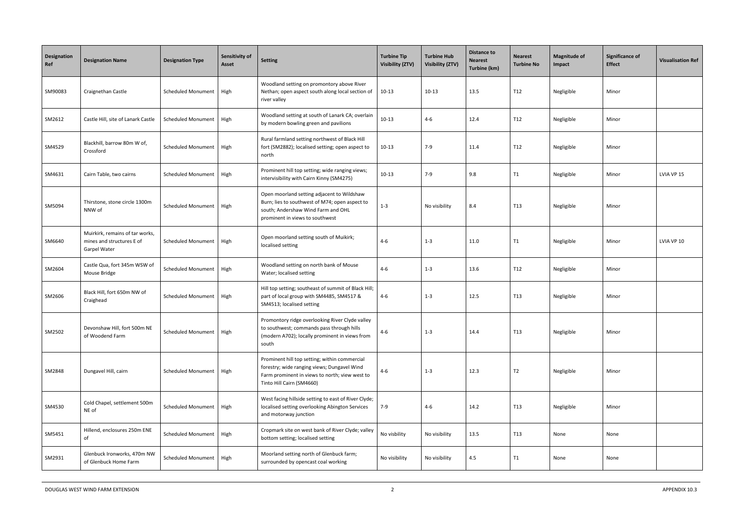| Designation Ref | Designation Name | Designation Type | Sensitivity of Asset | Setting | Turbine Tip Visibility (ZTV) | Turbine Hub Visibility (ZTV) | Distance to Nearest Turbine (km) | Nearest Turbine No | Magnitude of Impact | Significance of Effect | Visualisation Ref |
|---|---|---|---|---|---|---|---|---|---|---|---|
| SM90083 | Craignethan Castle | Scheduled Monument | High | Woodland setting on promontory above River Nethan; open aspect south along local section of river valley | 10-13 | 10-13 | 13.5 | T12 | Negligible | Minor | |
| SM2612 | Castle Hill, site of Lanark Castle | Scheduled Monument | High | Woodland setting at south of Lanark CA; overlain by modern bowling green and pavilions | 10-13 | 4-6 | 12.4 | T12 | Negligible | Minor | |
| SM4529 | Blackhill, barrow 80m W of, Crossford | Scheduled Monument | High | Rural farmland setting northwest of Black Hill fort (SM2882); localised setting; open aspect to north | 10-13 | 7-9 | 11.4 | T12 | Negligible | Minor | |
| SM4631 | Cairn Table, two cairns | Scheduled Monument | High | Prominent hill top setting; wide ranging views; intervisibility with Cairn Kinny (SM4275) | 10-13 | 7-9 | 9.8 | T1 | Negligible | Minor | LVIA VP 15 |
| SM5094 | Thirstone, stone circle 1300m NNW of | Scheduled Monument | High | Open moorland setting adjacent to Wildshaw Burn; lies to southwest of M74; open aspect to south; Andershaw Wind Farm and OHL prominent in views to southwest | 1-3 | No visibility | 8.4 | T13 | Negligible | Minor | |
| SM6640 | Muirkirk, remains of tar works, mines and structures E of Garpel Water | Scheduled Monument | High | Open moorland setting south of Muikirk; localised setting | 4-6 | 1-3 | 11.0 | T1 | Negligible | Minor | LVIA VP 10 |
| SM2604 | Castle Qua, fort 345m WSW of Mouse Bridge | Scheduled Monument | High | Woodland setting on north bank of Mouse Water; localised setting | 4-6 | 1-3 | 13.6 | T12 | Negligible | Minor | |
| SM2606 | Black Hill, fort 650m NW of Craighead | Scheduled Monument | High | Hill top setting; southeast of summit of Black Hill; part of local group with SM4485, SM4517 & SM4513; localised setting | 4-6 | 1-3 | 12.5 | T13 | Negligible | Minor | |
| SM2502 | Devonshaw Hill, fort 500m NE of Woodend Farm | Scheduled Monument | High | Promontory ridge overlooking River Clyde valley to southwest; commands pass through hills (modern A702); locally prominent in views from south | 4-6 | 1-3 | 14.4 | T13 | Negligible | Minor | |
| SM2848 | Dungavel Hill, cairn | Scheduled Monument | High | Prominent hill top setting; within commercial forestry; wide ranging views; Dungavel Wind Farm prominent in views to north; view west to Tinto Hill Cairn (SM4660) | 4-6 | 1-3 | 12.3 | T2 | Negligible | Minor | |
| SM4530 | Cold Chapel, settlement 500m NE of | Scheduled Monument | High | West facing hillside setting to east of River Clyde; localised setting overlooking Abington Services and motorway junction | 7-9 | 4-6 | 14.2 | T13 | Negligible | Minor | |
| SM5451 | Hillend, enclosures 250m ENE of | Scheduled Monument | High | Cropmark site on west bank of River Clyde; valley bottom setting; localised setting | No visbility | No visibility | 13.5 | T13 | None | None | |
| SM2931 | Glenbuck Ironworks, 470m NW of Glenbuck Home Farm | Scheduled Monument | High | Moorland setting north of Glenbuck farm; surrounded by opencast coal working | No visibility | No visibility | 4.5 | T1 | None | None | |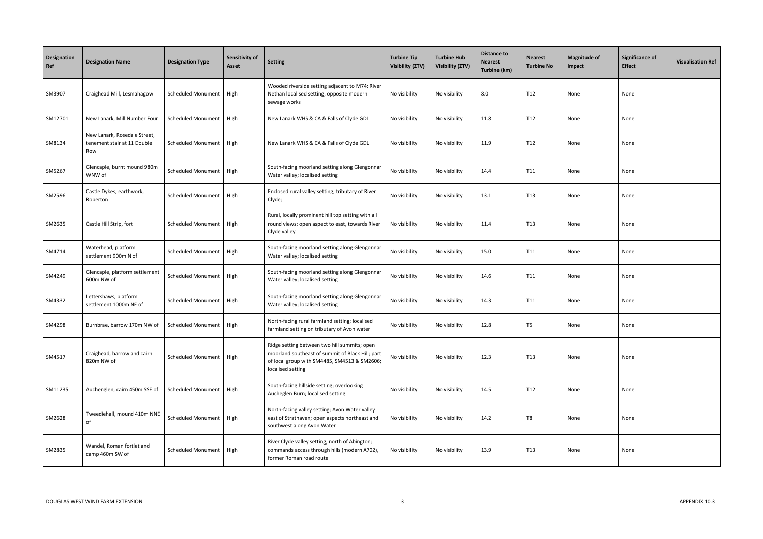| Designation Ref | Designation Name | Designation Type | Sensitivity of Asset | Setting | Turbine Tip Visibility (ZTV) | Turbine Hub Visibility (ZTV) | Distance to Nearest Turbine (km) | Nearest Turbine No | Magnitude of Impact | Significance of Effect | Visualisation Ref |
|---|---|---|---|---|---|---|---|---|---|---|---|
| SM3907 | Craighead Mill, Lesmahagow | Scheduled Monument | High | Wooded riverside setting adjacent to M74; River Nethan localised setting; opposite modern sewage works | No visibility | No visibility | 8.0 | T12 | None | None | |
| SM12701 | New Lanark, Mill Number Four | Scheduled Monument | High | New Lanark WHS & CA & Falls of Clyde GDL | No visibility | No visibility | 11.8 | T12 | None | None | |
| SM8134 | New Lanark, Rosedale Street, tenement stair at 11 Double Row | Scheduled Monument | High | New Lanark WHS & CA & Falls of Clyde GDL | No visibility | No visibility | 11.9 | T12 | None | None | |
| SM5267 | Glencaple, burnt mound 980m WNW of | Scheduled Monument | High | South-facing moorland setting along Glengonnar Water valley; localised setting | No visibility | No visibility | 14.4 | T11 | None | None | |
| SM2596 | Castle Dykes, earthwork, Roberton | Scheduled Monument | High | Enclosed rural valley setting; tributary of River Clyde; | No visibility | No visibility | 13.1 | T13 | None | None | |
| SM2635 | Castle Hill Strip, fort | Scheduled Monument | High | Rural, locally prominent hill top setting with all round views; open aspect to east, towards River Clyde valley | No visibility | No visibility | 11.4 | T13 | None | None | |
| SM4714 | Waterhead, platform settlement 900m N of | Scheduled Monument | High | South-facing moorland setting along Glengonnar Water valley; localised setting | No visibility | No visibility | 15.0 | T11 | None | None | |
| SM4249 | Glencaple, platform settlement 600m NW of | Scheduled Monument | High | South-facing moorland setting along Glengonnar Water valley; localised setting | No visibility | No visibility | 14.6 | T11 | None | None | |
| SM4332 | Lettershaws, platform settlement 1000m NE of | Scheduled Monument | High | South-facing moorland setting along Glengonnar Water valley; localised setting | No visibility | No visibility | 14.3 | T11 | None | None | |
| SM4298 | Burnbrae, barrow 170m NW of | Scheduled Monument | High | North-facing rural farmland setting; localised farmland setting on tributary of Avon water | No visibility | No visibility | 12.8 | T5 | None | None | |
| SM4517 | Craighead, barrow and cairn 820m NW of | Scheduled Monument | High | Ridge setting between two hill summits; open moorland southeast of summit of Black Hill; part of local group with SM4485, SM4513 & SM2606; localised setting | No visibility | No visibility | 12.3 | T13 | None | None | |
| SM11235 | Auchenglen, cairn 450m SSE of | Scheduled Monument | High | South-facing hillside setting; overlooking Aucheglen Burn; localised setting | No visibility | No visibility | 14.5 | T12 | None | None | |
| SM2628 | Tweediehall, mound 410m NNE of | Scheduled Monument | High | North-facing valley setting; Avon Water valley east of Strathaven; open aspects northeast and southwest along Avon Water | No visibility | No visibility | 14.2 | T8 | None | None | |
| SM2835 | Wandel, Roman fortlet and camp 460m SW of | Scheduled Monument | High | River Clyde valley setting, north of Abington; commands access through hills (modern A702), former Roman road route | No visibility | No visibility | 13.9 | T13 | None | None | |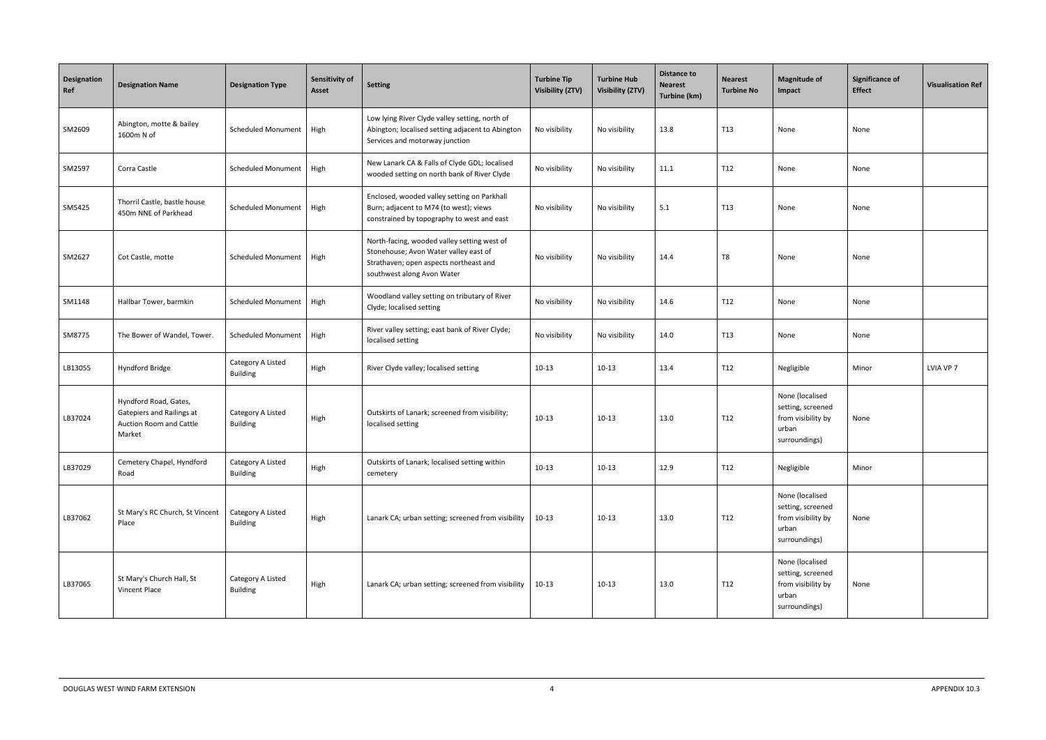| Designation Ref | Designation Name | Designation Type | Sensitivity of Asset | Setting | Turbine Tip Visibility (ZTV) | Turbine Hub Visibility (ZTV) | Distance to Nearest Turbine (km) | Nearest Turbine No | Magnitude of Impact | Significance of Effect | Visualisation Ref |
|---|---|---|---|---|---|---|---|---|---|---|---|
| SM2609 | Abington, motte & bailey 1600m N of | Scheduled Monument | High | Low lying River Clyde valley setting, north of Abington; localised setting adjacent to Abington Services and motorway junction | No visibility | No visibility | 13.8 | T13 | None | None | |
| SM2597 | Corra Castle | Scheduled Monument | High | New Lanark CA & Falls of Clyde GDL; localised wooded setting on north bank of River Clyde | No visibility | No visibility | 11.1 | T12 | None | None | |
| SM5425 | Thorril Castle, bastle house 450m NNE of Parkhead | Scheduled Monument | High | Enclosed, wooded valley setting on Parkhall Burn; adjacent to M74 (to west); views constrained by topography to west and east | No visibility | No visibility | 5.1 | T13 | None | None | |
| SM2627 | Cot Castle, motte | Scheduled Monument | High | North-facing, wooded valley setting west of Stonehouse; Avon Water valley east of Strathaven; open aspects northeast and southwest along Avon Water | No visibility | No visibility | 14.4 | T8 | None | None | |
| SM1148 | Hallbar Tower, barmkin | Scheduled Monument | High | Woodland valley setting on tributary of River Clyde; localised setting | No visibility | No visibility | 14.6 | T12 | None | None | |
| SM8775 | The Bower of Wandel, Tower. | Scheduled Monument | High | River valley setting; east bank of River Clyde; localised setting | No visibility | No visibility | 14.0 | T13 | None | None | |
| LB13055 | Hyndford Bridge | Category A Listed Building | High | River Clyde valley; localised setting | 10-13 | 10-13 | 13.4 | T12 | Negligible | Minor | LVIA VP 7 |
| LB37024 | Hyndford Road, Gates, Gatepiers and Railings at Auction Room and Cattle Market | Category A Listed Building | High | Outskirts of Lanark; screened from visibility; localised setting | 10-13 | 10-13 | 13.0 | T12 | None (localised setting, screened from visibility by urban surroundings) | None | |
| LB37029 | Cemetery Chapel, Hyndford Road | Category A Listed Building | High | Outskirts of Lanark; localised setting within cemetery | 10-13 | 10-13 | 12.9 | T12 | Negligible | Minor | |
| LB37062 | St Mary's RC Church, St Vincent Place | Category A Listed Building | High | Lanark CA; urban setting; screened from visibility | 10-13 | 10-13 | 13.0 | T12 | None (localised setting, screened from visibility by urban surroundings) | None | |
| LB37065 | St Mary's Church Hall, St Vincent Place | Category A Listed Building | High | Lanark CA; urban setting; screened from visibility | 10-13 | 10-13 | 13.0 | T12 | None (localised setting, screened from visibility by urban surroundings) | None | |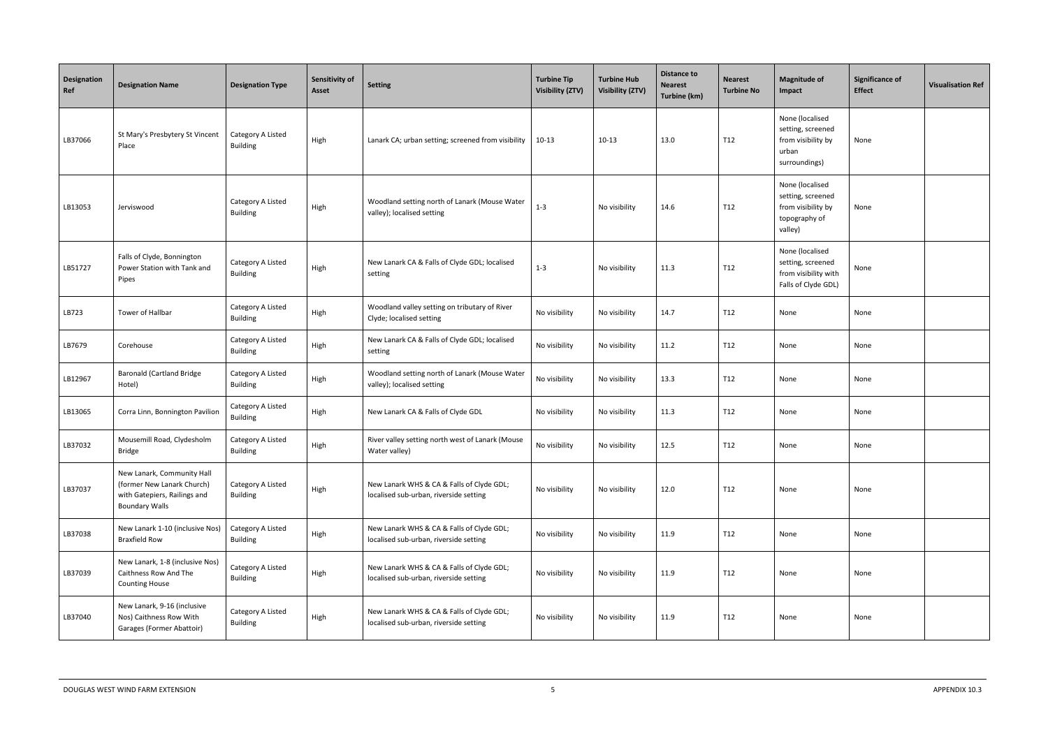| Designation Ref | Designation Name | Designation Type | Sensitivity of Asset | Setting | Turbine Tip Visibility (ZTV) | Turbine Hub Visibility (ZTV) | Distance to Nearest Turbine (km) | Nearest Turbine No | Magnitude of Impact | Significance of Effect | Visualisation Ref |
|---|---|---|---|---|---|---|---|---|---|---|---|
| LB37066 | St Mary's Presbytery St Vincent Place | Category A Listed Building | High | Lanark CA; urban setting; screened from visibility | 10-13 | 10-13 | 13.0 | T12 | None (localised setting, screened from visibility by urban surroundings) | None | |
| LB13053 | Jerviswood | Category A Listed Building | High | Woodland setting north of Lanark (Mouse Water valley); localised setting | 1-3 | No visibility | 14.6 | T12 | None (localised setting, screened from visibility by topography of valley) | None | |
| LB51727 | Falls of Clyde, Bonnington Power Station with Tank and Pipes | Category A Listed Building | High | New Lanark CA & Falls of Clyde GDL; localised setting | 1-3 | No visibility | 11.3 | T12 | None (localised setting, screened from visibility with Falls of Clyde GDL) | None | |
| LB723 | Tower of Hallbar | Category A Listed Building | High | Woodland valley setting on tributary of River Clyde; localised setting | No visibility | No visibility | 14.7 | T12 | None | None | |
| LB7679 | Corehouse | Category A Listed Building | High | New Lanark CA & Falls of Clyde GDL; localised setting | No visibility | No visibility | 11.2 | T12 | None | None | |
| LB12967 | Baronald (Cartland Bridge Hotel) | Category A Listed Building | High | Woodland setting north of Lanark (Mouse Water valley); localised setting | No visibility | No visibility | 13.3 | T12 | None | None | |
| LB13065 | Corra Linn, Bonnington Pavilion | Category A Listed Building | High | New Lanark CA & Falls of Clyde GDL | No visibility | No visibility | 11.3 | T12 | None | None | |
| LB37032 | Mousemill Road, Clydesholm Bridge | Category A Listed Building | High | River valley setting north west of Lanark (Mouse Water valley) | No visibility | No visibility | 12.5 | T12 | None | None | |
| LB37037 | New Lanark, Community Hall (former New Lanark Church) with Gatepiers, Railings and Boundary Walls | Category A Listed Building | High | New Lanark WHS & CA & Falls of Clyde GDL; localised sub-urban, riverside setting | No visibility | No visibility | 12.0 | T12 | None | None | |
| LB37038 | New Lanark 1-10 (inclusive Nos) Braxfield Row | Category A Listed Building | High | New Lanark WHS & CA & Falls of Clyde GDL; localised sub-urban, riverside setting | No visibility | No visibility | 11.9 | T12 | None | None | |
| LB37039 | New Lanark, 1-8 (inclusive Nos) Caithness Row And The Counting House | Category A Listed Building | High | New Lanark WHS & CA & Falls of Clyde GDL; localised sub-urban, riverside setting | No visibility | No visibility | 11.9 | T12 | None | None | |
| LB37040 | New Lanark, 9-16 (inclusive Nos) Caithness Row With Garages (Former Abattoir) | Category A Listed Building | High | New Lanark WHS & CA & Falls of Clyde GDL; localised sub-urban, riverside setting | No visibility | No visibility | 11.9 | T12 | None | None | |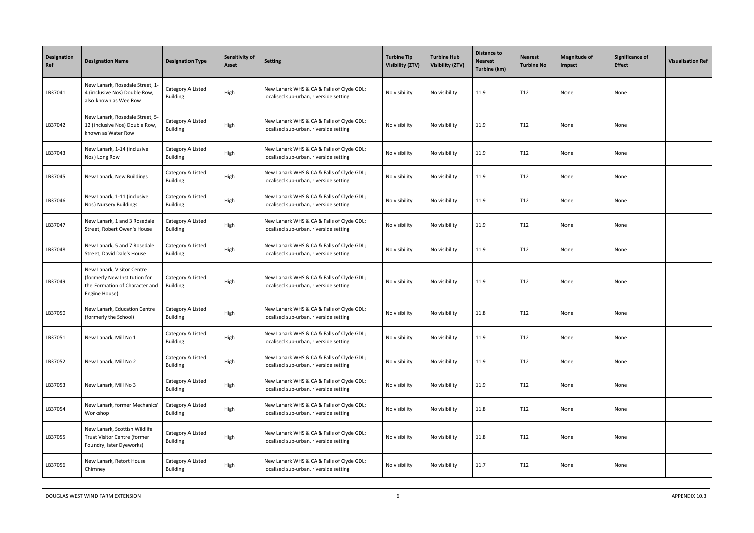| Designation Ref | Designation Name | Designation Type | Sensitivity of Asset | Setting | Turbine Tip Visibility (ZTV) | Turbine Hub Visibility (ZTV) | Distance to Nearest Turbine (km) | Nearest Turbine No | Magnitude of Impact | Significance of Effect | Visualisation Ref |
|---|---|---|---|---|---|---|---|---|---|---|---|
| LB37041 | New Lanark, Rosedale Street, 1-4 (inclusive Nos) Double Row, also known as Wee Row | Category A Listed Building | High | New Lanark WHS & CA & Falls of Clyde GDL; localised sub-urban, riverside setting | No visibility | No visibility | 11.9 | T12 | None | None | |
| LB37042 | New Lanark, Rosedale Street, 5-12 (inclusive Nos) Double Row, known as Water Row | Category A Listed Building | High | New Lanark WHS & CA & Falls of Clyde GDL; localised sub-urban, riverside setting | No visibility | No visibility | 11.9 | T12 | None | None | |
| LB37043 | New Lanark, 1-14 (inclusive Nos) Long Row | Category A Listed Building | High | New Lanark WHS & CA & Falls of Clyde GDL; localised sub-urban, riverside setting | No visibility | No visibility | 11.9 | T12 | None | None | |
| LB37045 | New Lanark, New Buildings | Category A Listed Building | High | New Lanark WHS & CA & Falls of Clyde GDL; localised sub-urban, riverside setting | No visibility | No visibility | 11.9 | T12 | None | None | |
| LB37046 | New Lanark, 1-11 (inclusive Nos) Nursery Buildings | Category A Listed Building | High | New Lanark WHS & CA & Falls of Clyde GDL; localised sub-urban, riverside setting | No visibility | No visibility | 11.9 | T12 | None | None | |
| LB37047 | New Lanark, 1 and 3 Rosedale Street, Robert Owen's House | Category A Listed Building | High | New Lanark WHS & CA & Falls of Clyde GDL; localised sub-urban, riverside setting | No visibility | No visibility | 11.9 | T12 | None | None | |
| LB37048 | New Lanark, 5 and 7 Rosedale Street, David Dale's House | Category A Listed Building | High | New Lanark WHS & CA & Falls of Clyde GDL; localised sub-urban, riverside setting | No visibility | No visibility | 11.9 | T12 | None | None | |
| LB37049 | New Lanark, Visitor Centre (formerly New Institution for the Formation of Character and Engine House) | Category A Listed Building | High | New Lanark WHS & CA & Falls of Clyde GDL; localised sub-urban, riverside setting | No visibility | No visibility | 11.9 | T12 | None | None | |
| LB37050 | New Lanark, Education Centre (formerly the School) | Category A Listed Building | High | New Lanark WHS & CA & Falls of Clyde GDL; localised sub-urban, riverside setting | No visibility | No visibility | 11.8 | T12 | None | None | |
| LB37051 | New Lanark, Mill No 1 | Category A Listed Building | High | New Lanark WHS & CA & Falls of Clyde GDL; localised sub-urban, riverside setting | No visibility | No visibility | 11.9 | T12 | None | None | |
| LB37052 | New Lanark, Mill No 2 | Category A Listed Building | High | New Lanark WHS & CA & Falls of Clyde GDL; localised sub-urban, riverside setting | No visibility | No visibility | 11.9 | T12 | None | None | |
| LB37053 | New Lanark, Mill No 3 | Category A Listed Building | High | New Lanark WHS & CA & Falls of Clyde GDL; localised sub-urban, riverside setting | No visibility | No visibility | 11.9 | T12 | None | None | |
| LB37054 | New Lanark, former Mechanics' Workshop | Category A Listed Building | High | New Lanark WHS & CA & Falls of Clyde GDL; localised sub-urban, riverside setting | No visibility | No visibility | 11.8 | T12 | None | None | |
| LB37055 | New Lanark, Scottish Wildlife Trust Visitor Centre (former Foundry, later Dyeworks) | Category A Listed Building | High | New Lanark WHS & CA & Falls of Clyde GDL; localised sub-urban, riverside setting | No visibility | No visibility | 11.8 | T12 | None | None | |
| LB37056 | New Lanark, Retort House Chimney | Category A Listed Building | High | New Lanark WHS & CA & Falls of Clyde GDL; localised sub-urban, riverside setting | No visibility | No visibility | 11.7 | T12 | None | None | |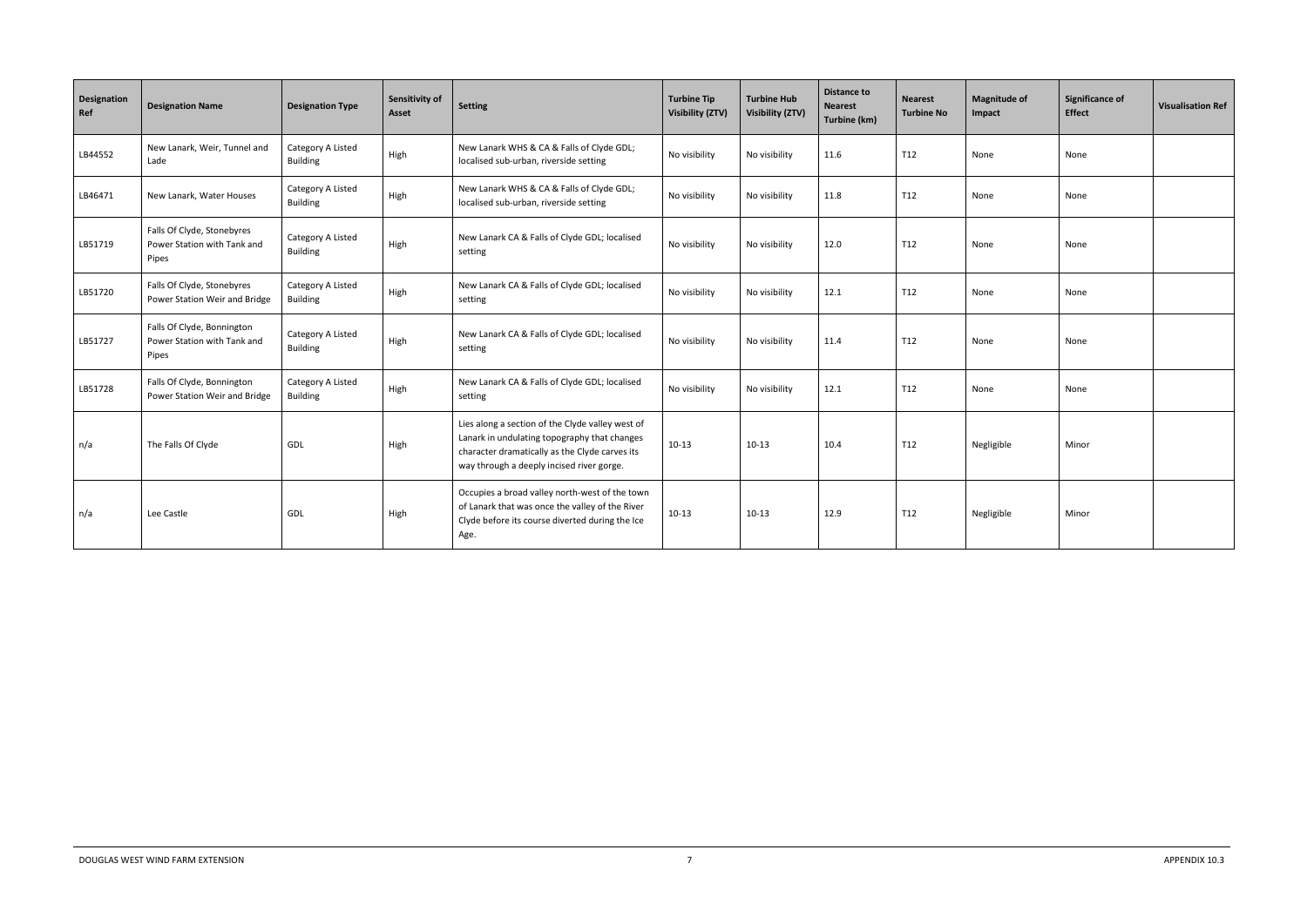| Designation Ref | Designation Name | Designation Type | Sensitivity of Asset | Setting | Turbine Tip Visibility (ZTV) | Turbine Hub Visibility (ZTV) | Distance to Nearest Turbine (km) | Nearest Turbine No | Magnitude of Impact | Significance of Effect | Visualisation Ref |
|---|---|---|---|---|---|---|---|---|---|---|---|
| LB44552 | New Lanark, Weir, Tunnel and Lade | Category A Listed Building | High | New Lanark WHS & CA & Falls of Clyde GDL; localised sub-urban, riverside setting | No visibility | No visibility | 11.6 | T12 | None | None | |
| LB46471 | New Lanark, Water Houses | Category A Listed Building | High | New Lanark WHS & CA & Falls of Clyde GDL; localised sub-urban, riverside setting | No visibility | No visibility | 11.8 | T12 | None | None | |
| LB51719 | Falls Of Clyde, Stonebyres Power Station with Tank and Pipes | Category A Listed Building | High | New Lanark CA & Falls of Clyde GDL; localised setting | No visibility | No visibility | 12.0 | T12 | None | None | |
| LB51720 | Falls Of Clyde, Stonebyres Power Station Weir and Bridge | Category A Listed Building | High | New Lanark CA & Falls of Clyde GDL; localised setting | No visibility | No visibility | 12.1 | T12 | None | None | |
| LB51727 | Falls Of Clyde, Bonnington Power Station with Tank and Pipes | Category A Listed Building | High | New Lanark CA & Falls of Clyde GDL; localised setting | No visibility | No visibility | 11.4 | T12 | None | None | |
| LB51728 | Falls Of Clyde, Bonnington Power Station Weir and Bridge | Category A Listed Building | High | New Lanark CA & Falls of Clyde GDL; localised setting | No visibility | No visibility | 12.1 | T12 | None | None | |
| n/a | The Falls Of Clyde | GDL | High | Lies along a section of the Clyde valley west of Lanark in undulating topography that changes character dramatically as the Clyde carves its way through a deeply incised river gorge. | 10-13 | 10-13 | 10.4 | T12 | Negligible | Minor | |
| n/a | Lee Castle | GDL | High | Occupies a broad valley north-west of the town of Lanark that was once the valley of the River Clyde before its course diverted during the Ice Age. | 10-13 | 10-13 | 12.9 | T12 | Negligible | Minor | |